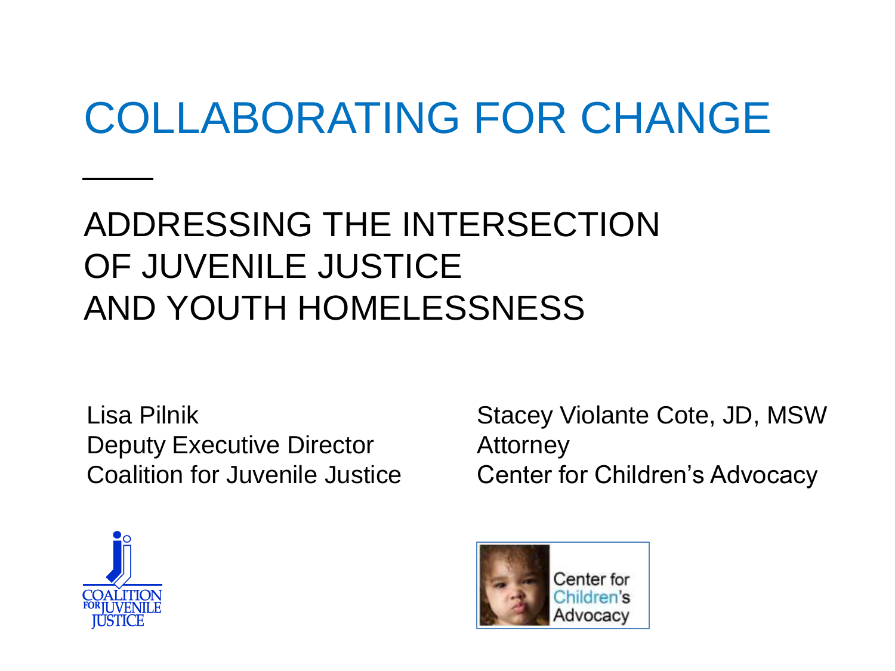# COLLABORATING FOR CHANGE

## ADDRESSING THE INTERSECTION OF JUVENILE JUSTICE AND YOUTH HOMELESSNESS

Lisa Pilnik
Deputy Executive Director
Coalition for Juvenile Justice

Stacey Violante Cote, JD, MSW
Attorney
Center for Children's Advocacy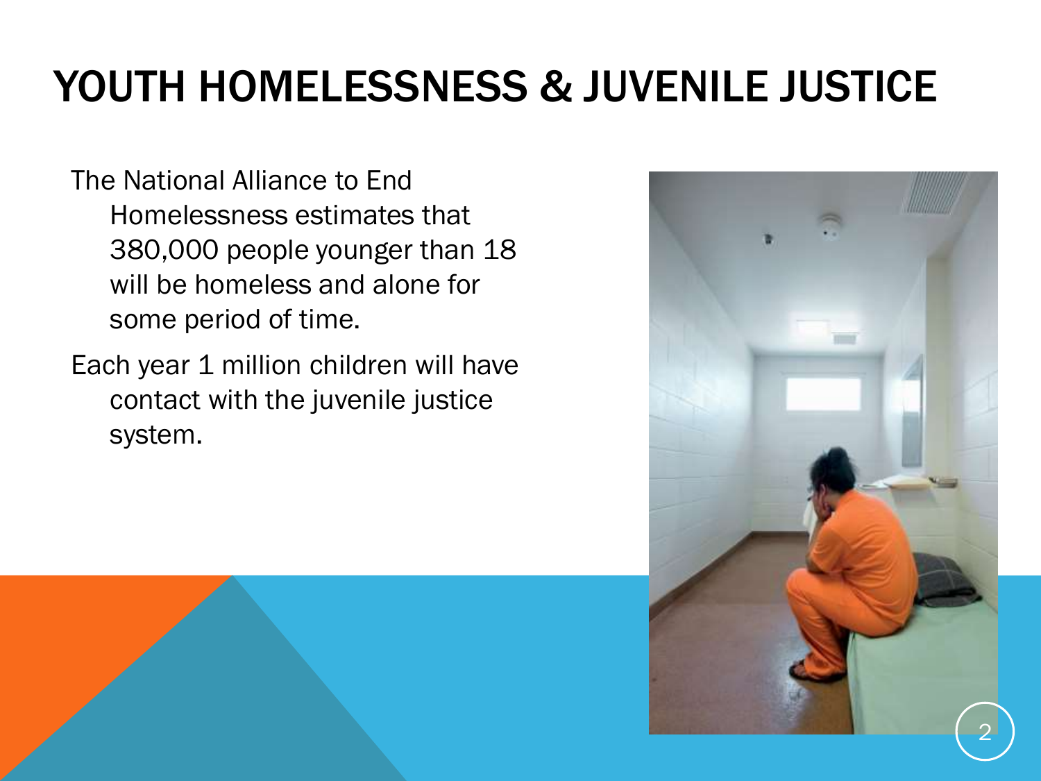# YOUTH HOMELESSNESS & JUVENILE JUSTICE

The National Alliance to End Homelessness estimates that 380,000 people younger than 18 will be homeless and alone for some period of time.

Each year 1 million children will have contact with the juvenile justice system.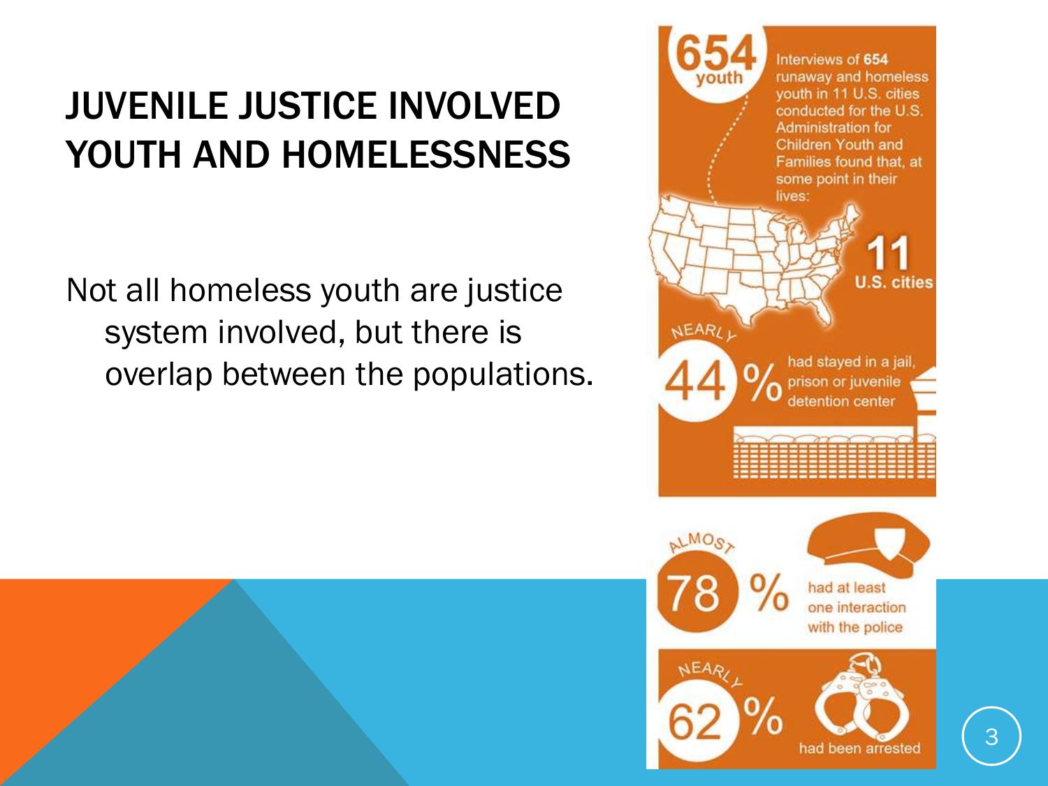# JUVENILE JUSTICE INVOLVED YOUTH AND HOMELESSNESS

Not all homeless youth are justice system involved, but there is overlap between the populations.

**654 youth**

Interviews of **654** runaway and homeless youth in 11 U.S. cities conducted for the U.S. Administration for Children Youth and Families found that, at some point in their lives:

**11 U.S. cities**

NEARLY **44%** had stayed in a jail, prison or juvenile detention center

ALMOST **78%** had at least one interaction with the police

NEARLY **62%** had been arrested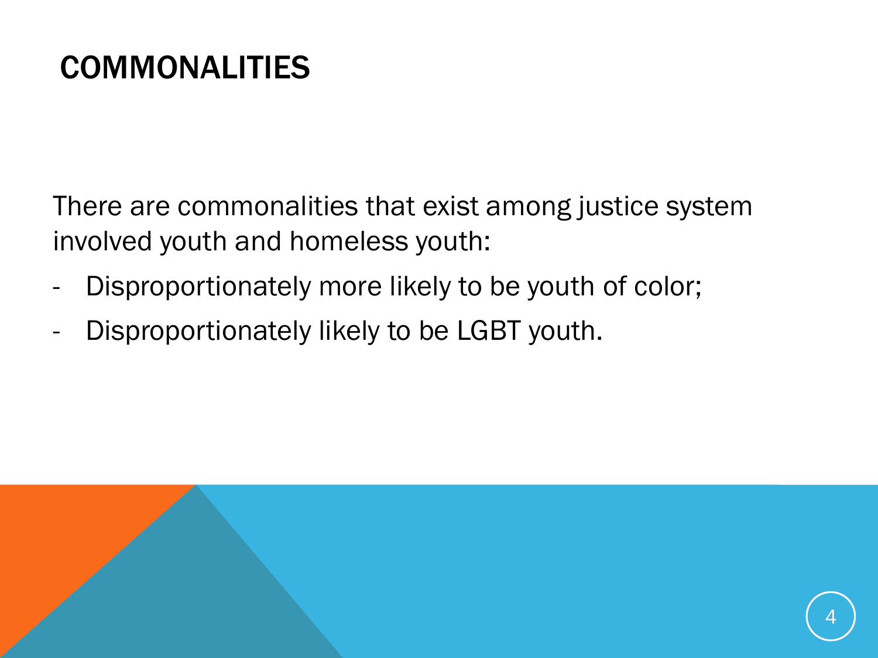# COMMONALITIES

There are commonalities that exist among justice system involved youth and homeless youth:

- Disproportionately more likely to be youth of color;
- Disproportionately likely to be LGBT youth.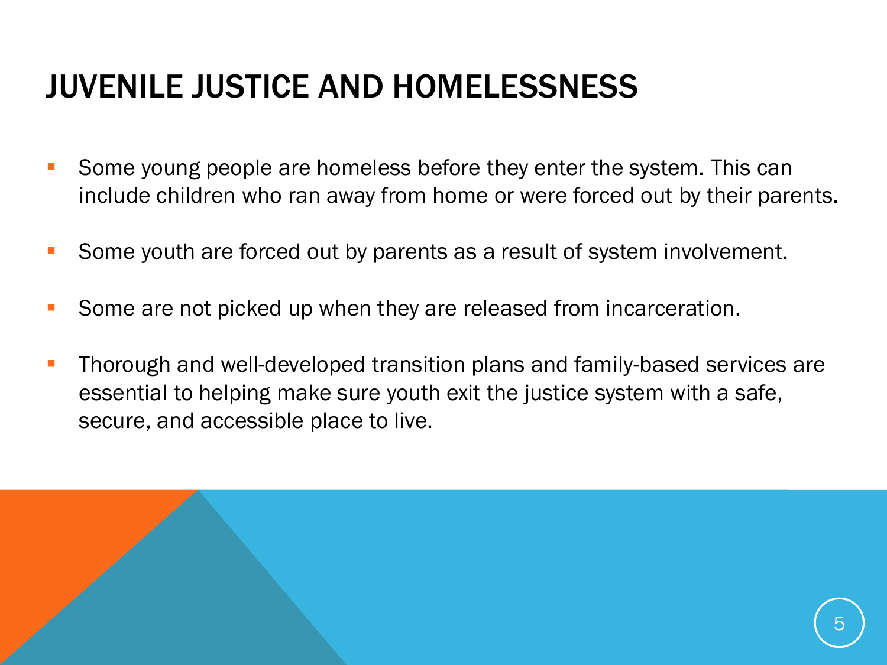# JUVENILE JUSTICE AND HOMELESSNESS

- Some young people are homeless before they enter the system. This can include children who ran away from home or were forced out by their parents.
- Some youth are forced out by parents as a result of system involvement.
- Some are not picked up when they are released from incarceration.
- Thorough and well-developed transition plans and family-based services are essential to helping make sure youth exit the justice system with a safe, secure, and accessible place to live.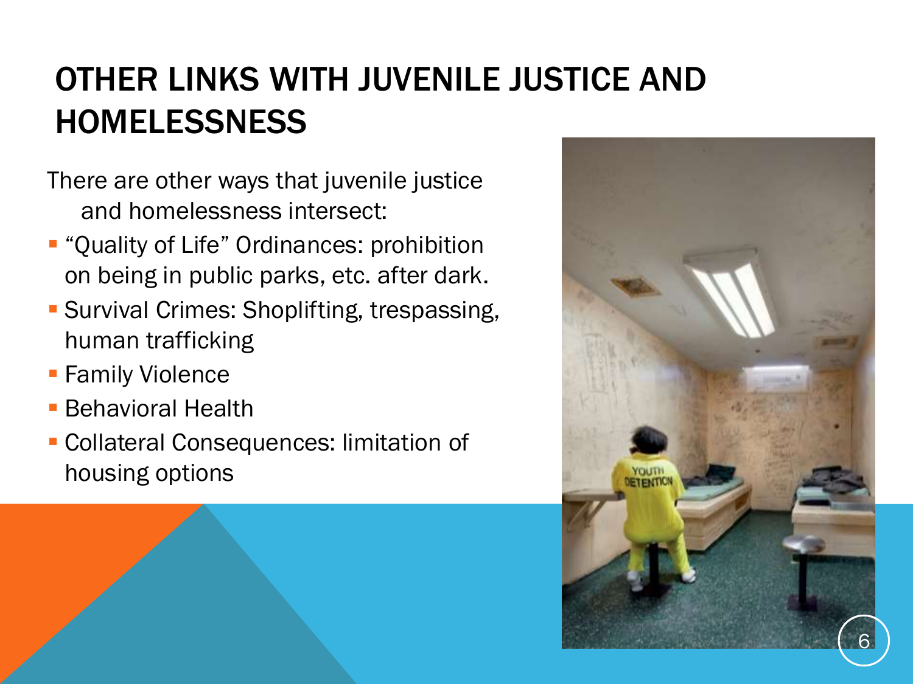# OTHER LINKS WITH JUVENILE JUSTICE AND HOMELESSNESS

There are other ways that juvenile justice and homelessness intersect:

- "Quality of Life" Ordinances: prohibition on being in public parks, etc. after dark.
- Survival Crimes: Shoplifting, trespassing, human trafficking
- Family Violence
- Behavioral Health
- Collateral Consequences: limitation of housing options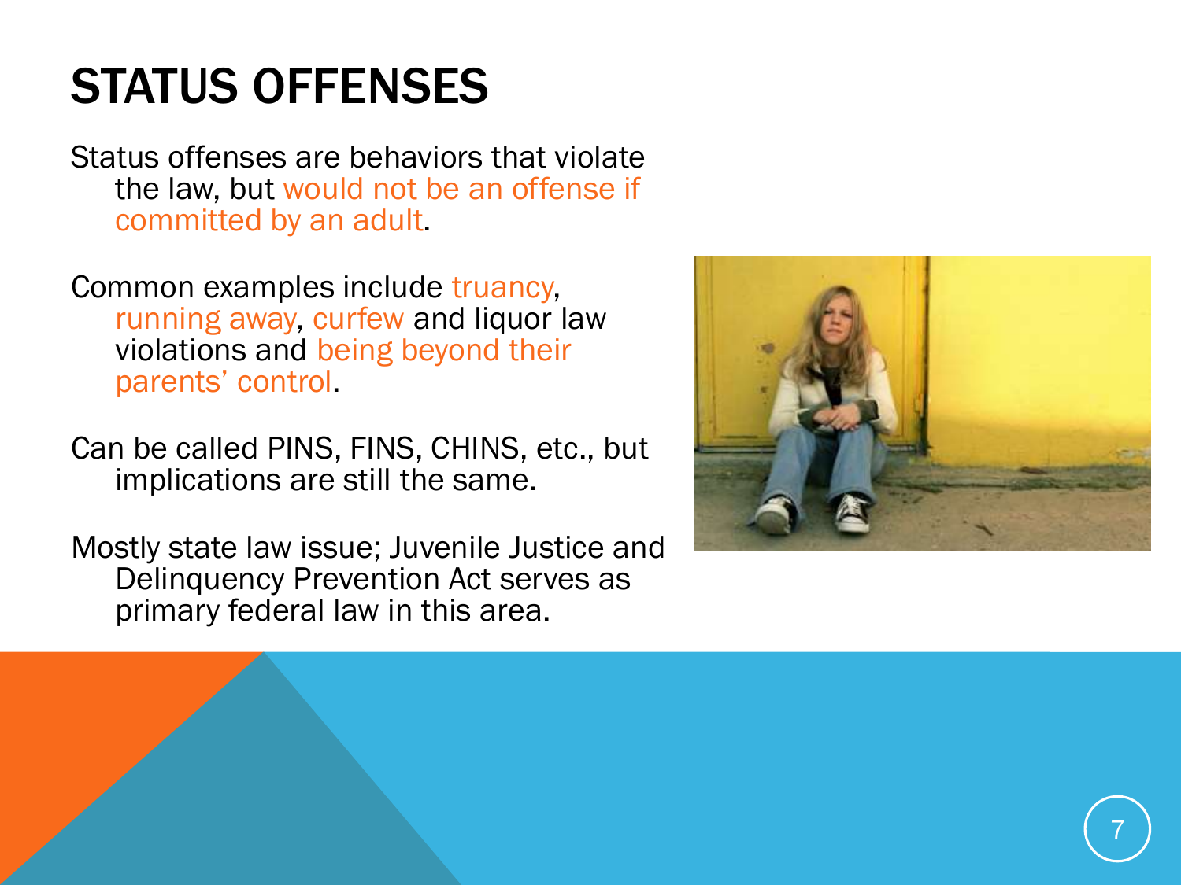# STATUS OFFENSES

Status offenses are behaviors that violate the law, but would not be an offense if committed by an adult.

Common examples include truancy, running away, curfew and liquor law violations and being beyond their parents' control.

Can be called PINS, FINS, CHINS, etc., but implications are still the same.

Mostly state law issue; Juvenile Justice and Delinquency Prevention Act serves as primary federal law in this area.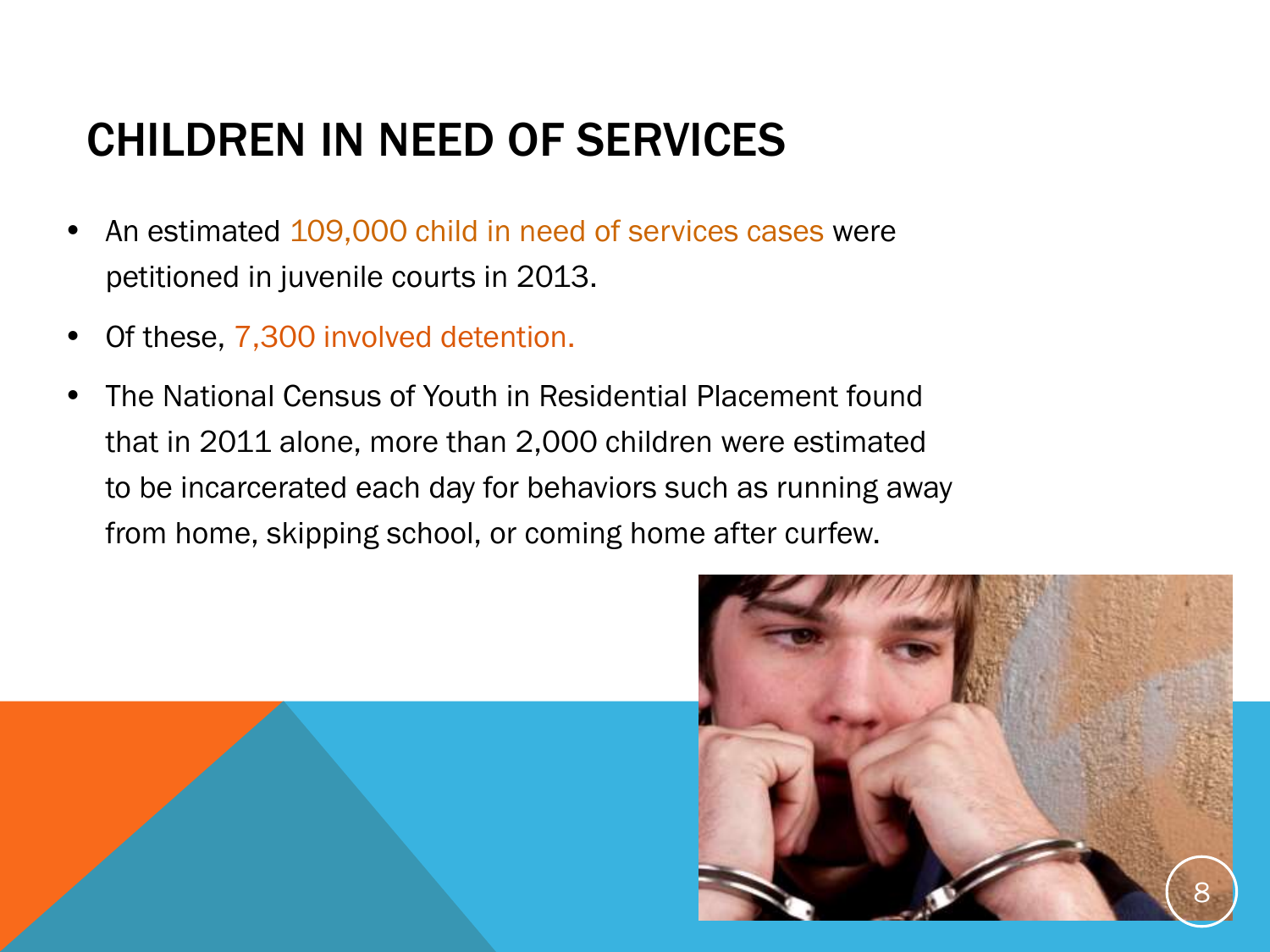# CHILDREN IN NEED OF SERVICES

- An estimated 109,000 child in need of services cases were petitioned in juvenile courts in 2013.
- Of these, 7,300 involved detention.
- The National Census of Youth in Residential Placement found that in 2011 alone, more than 2,000 children were estimated to be incarcerated each day for behaviors such as running away from home, skipping school, or coming home after curfew.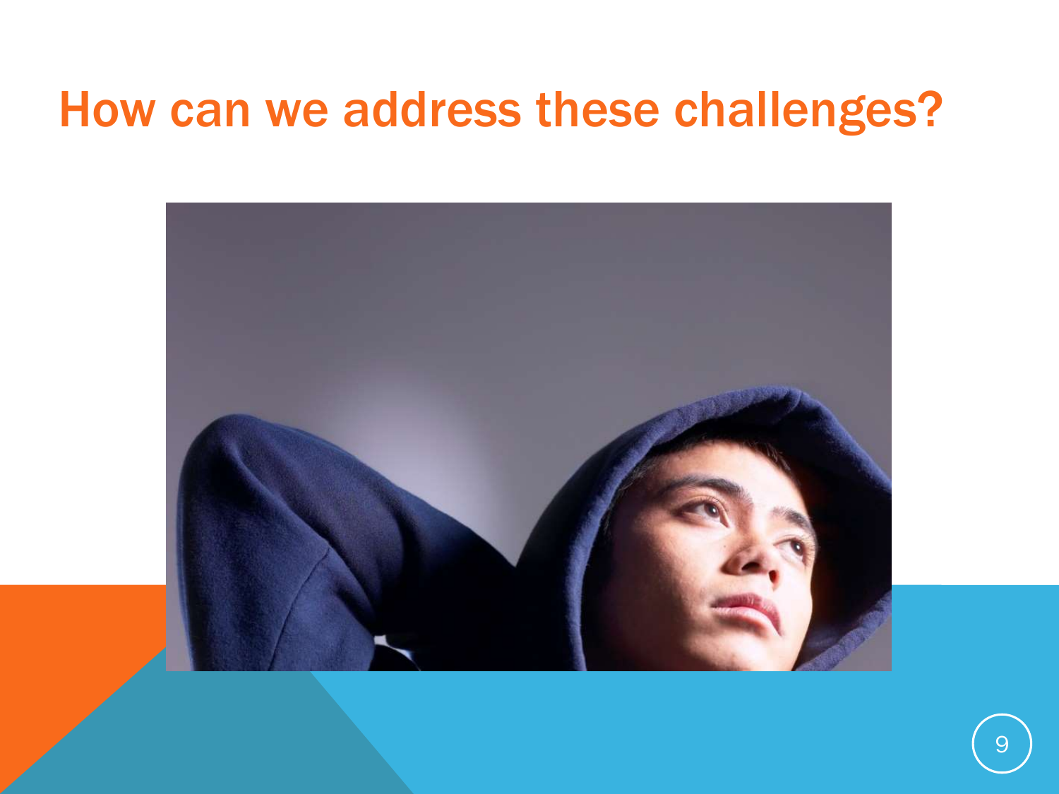# How can we address these challenges?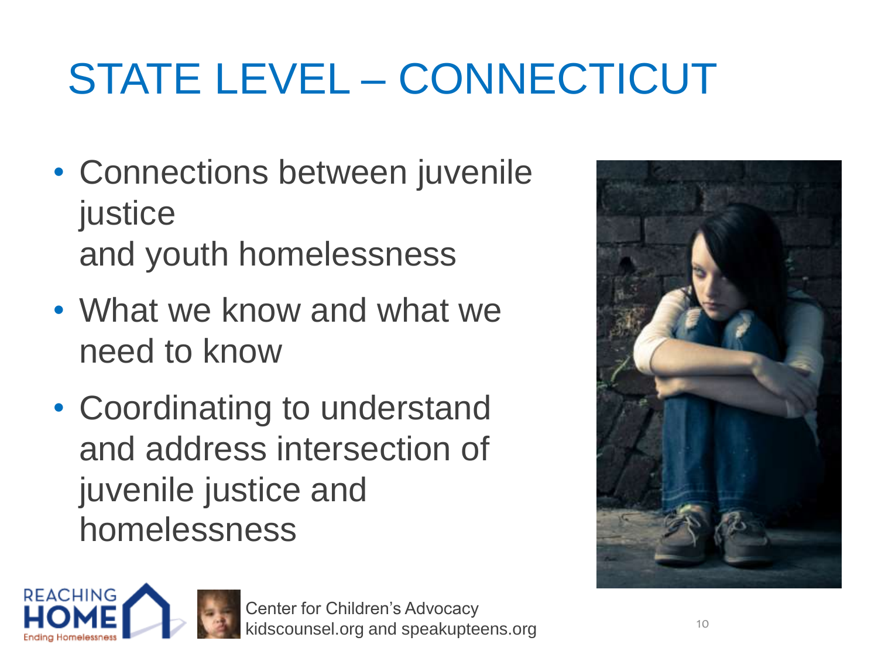# STATE LEVEL – CONNECTICUT

- Connections between juvenile justice and youth homelessness
- What we know and what we need to know
- Coordinating to understand and address intersection of juvenile justice and homelessness

REACHING HOME Ending Homelessness

Center for Children's Advocacy
kidscounsel.org and speakupteens.org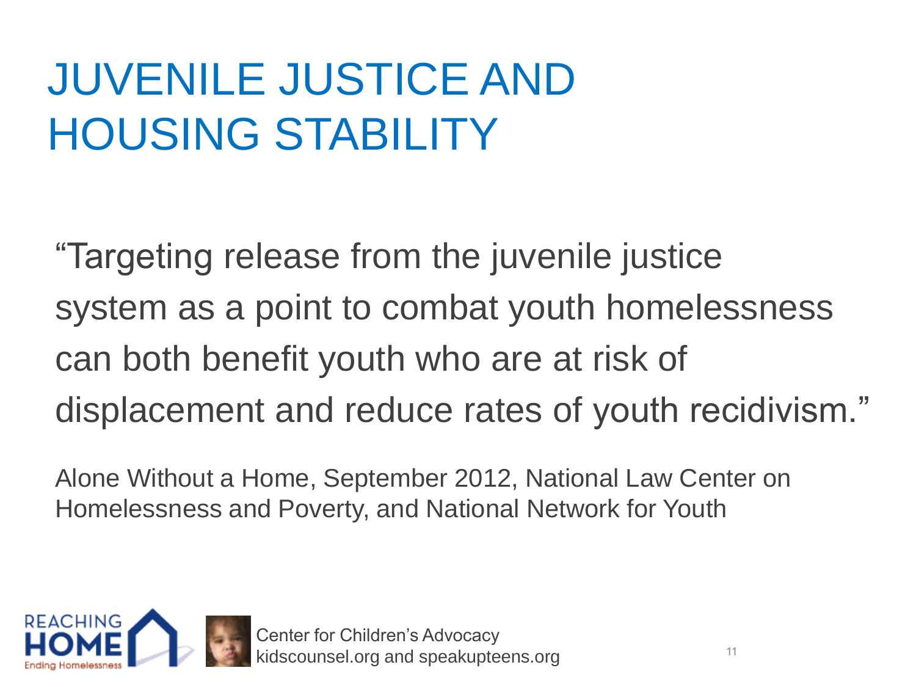# JUVENILE JUSTICE AND HOUSING STABILITY

"Targeting release from the juvenile justice system as a point to combat youth homelessness can both benefit youth who are at risk of displacement and reduce rates of youth recidivism."

Alone Without a Home, September 2012, National Law Center on Homelessness and Poverty, and National Network for Youth

REACHING HOME Ending Homelessness

Center for Children's Advocacy
kidscounsel.org and speakupteens.org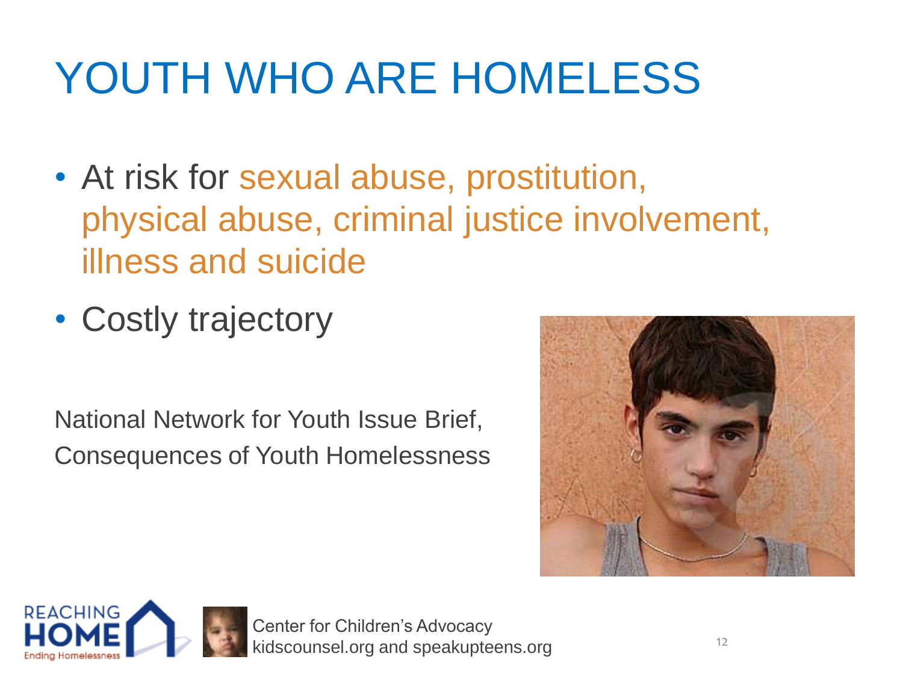# YOUTH WHO ARE HOMELESS

- At risk for sexual abuse, prostitution, physical abuse, criminal justice involvement, illness and suicide
- Costly trajectory

National Network for Youth Issue Brief, Consequences of Youth Homelessness

Center for Children's Advocacy
kidscounsel.org and speakupteens.org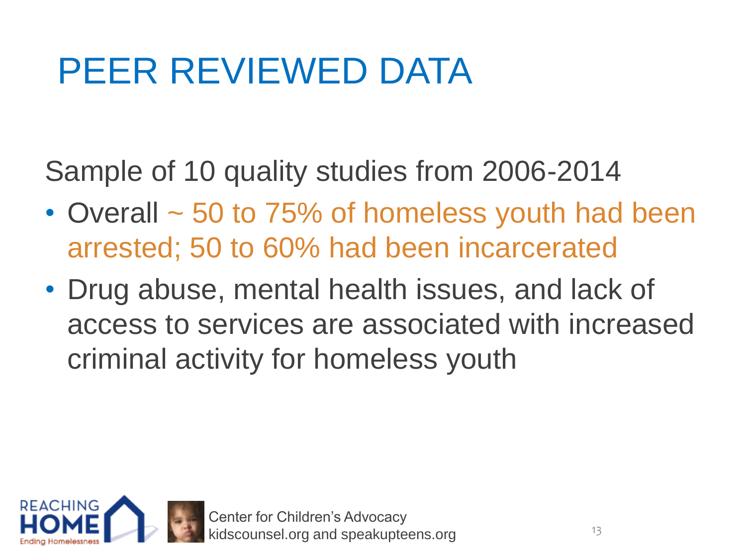# PEER REVIEWED DATA

Sample of 10 quality studies from 2006-2014

- Overall ~ 50 to 75% of homeless youth had been arrested; 50 to 60% had been incarcerated
- Drug abuse, mental health issues, and lack of access to services are associated with increased criminal activity for homeless youth

Center for Children's Advocacy
kidscounsel.org and speakupteens.org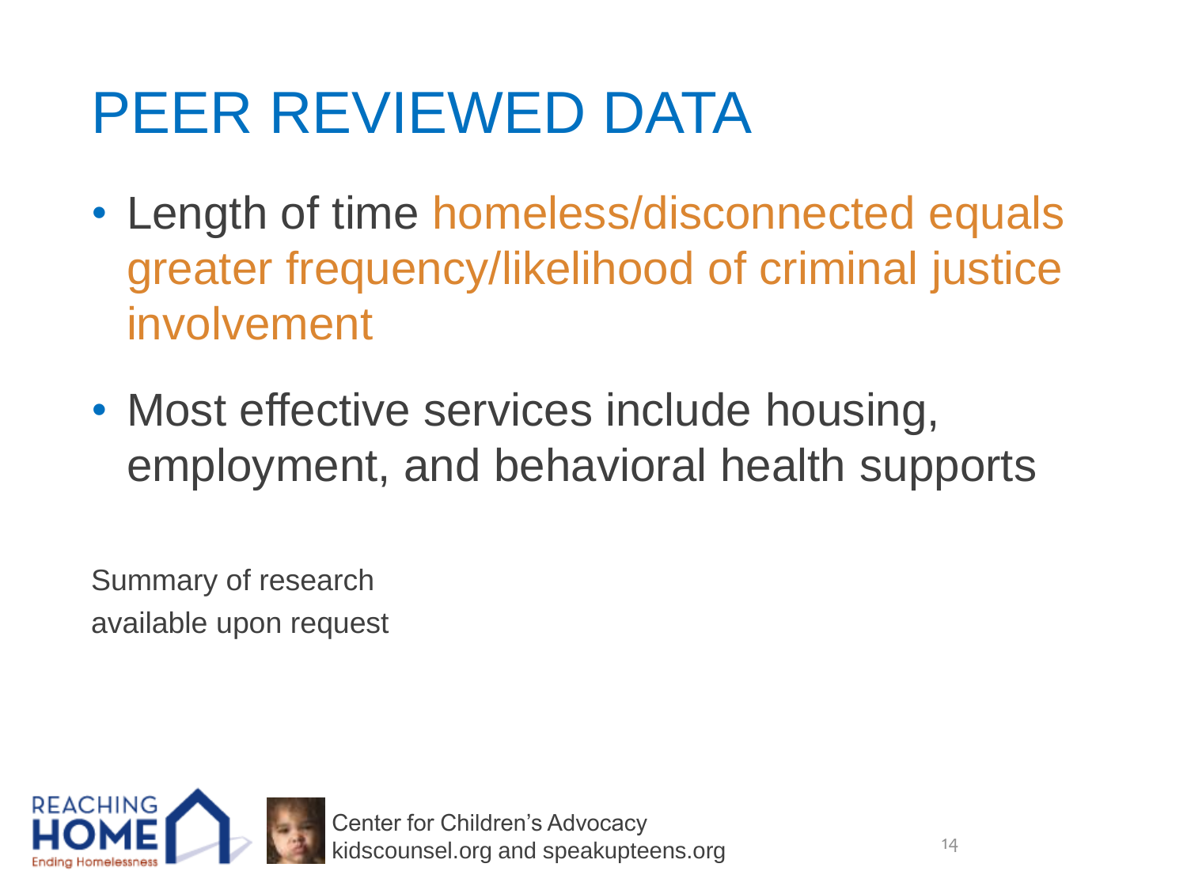# PEER REVIEWED DATA

- Length of time homeless/disconnected equals greater frequency/likelihood of criminal justice involvement
- Most effective services include housing, employment, and behavioral health supports

Summary of research
available upon request

Center for Children's Advocacy
kidscounsel.org and speakupteens.org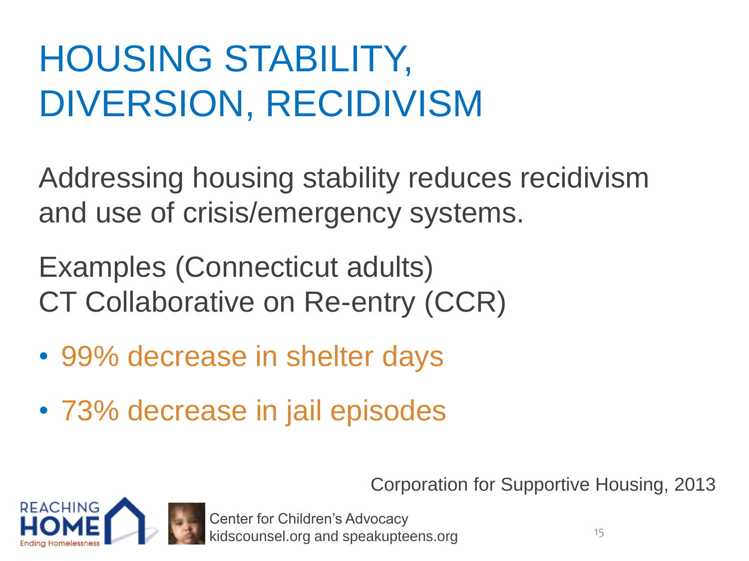# HOUSING STABILITY, DIVERSION, RECIDIVISM

Addressing housing stability reduces recidivism and use of crisis/emergency systems.

Examples (Connecticut adults)
CT Collaborative on Re-entry (CCR)

- 99% decrease in shelter days
- 73% decrease in jail episodes

Corporation for Supportive Housing, 2013

REACHING HOME Ending Homelessness

Center for Children's Advocacy
kidscounsel.org and speakupteens.org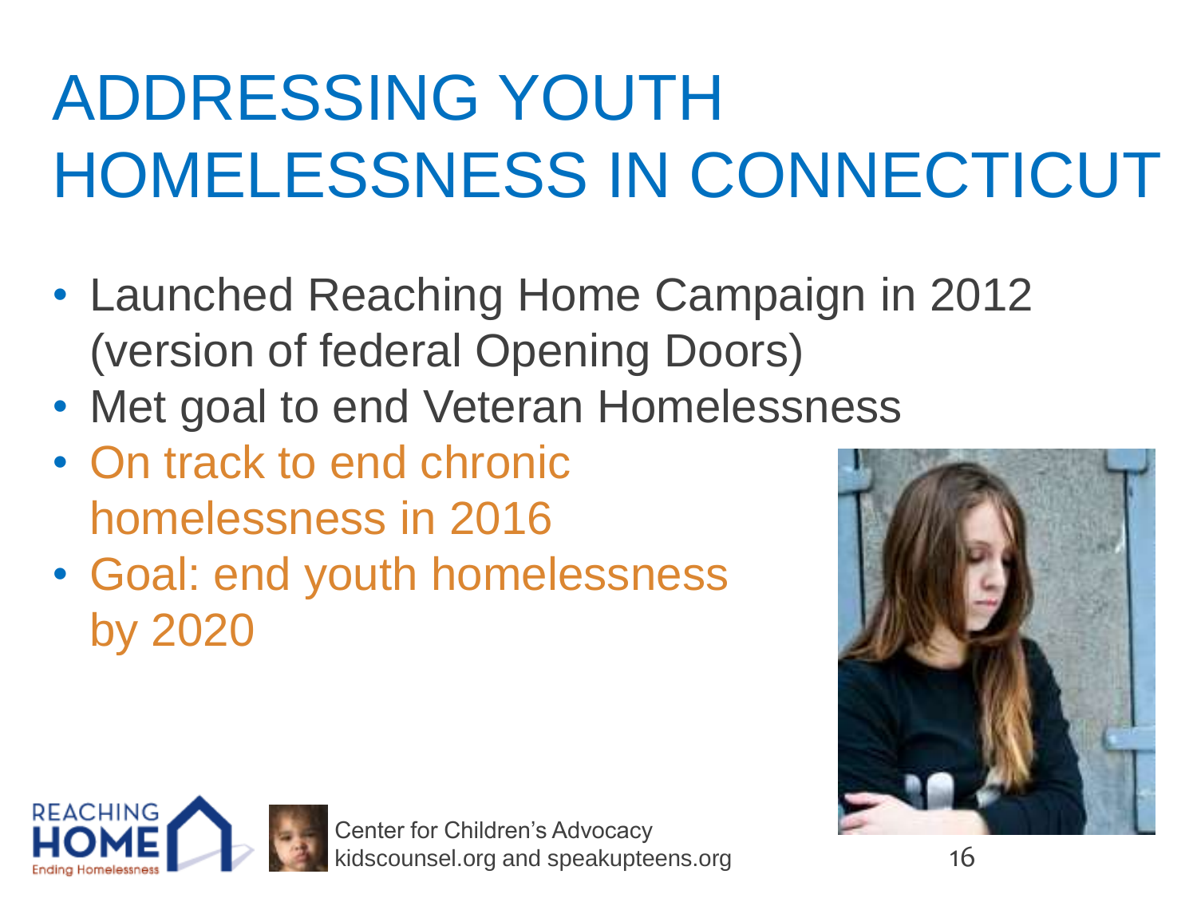# ADDRESSING YOUTH HOMELESSNESS IN CONNECTICUT

- Launched Reaching Home Campaign in 2012 (version of federal Opening Doors)
- Met goal to end Veteran Homelessness
- On track to end chronic homelessness in 2016
- Goal: end youth homelessness by 2020

REACHING HOME
Ending Homelessness

Center for Children's Advocacy
kidscounsel.org and speakupteens.org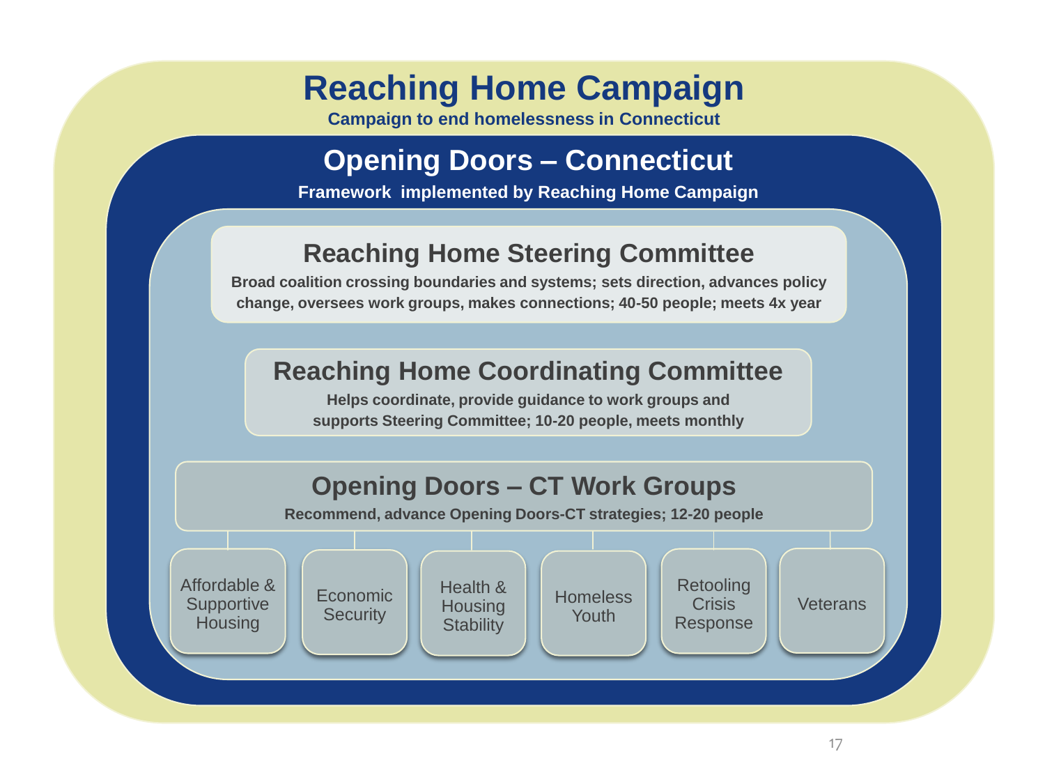# Reaching Home Campaign

**Campaign to end homelessness in Connecticut**

## Opening Doors – Connecticut

**Framework implemented by Reaching Home Campaign**

### Reaching Home Steering Committee

**Broad coalition crossing boundaries and systems; sets direction, advances policy change, oversees work groups, makes connections; 40-50 people; meets 4x year**

### Reaching Home Coordinating Committee

**Helps coordinate, provide guidance to work groups and supports Steering Committee; 10-20 people, meets monthly**

### Opening Doors – CT Work Groups

**Recommend, advance Opening Doors-CT strategies; 12-20 people**

- Affordable & Supportive Housing
- Economic Security
- Health & Housing Stability
- Homeless Youth
- Retooling Crisis Response
- Veterans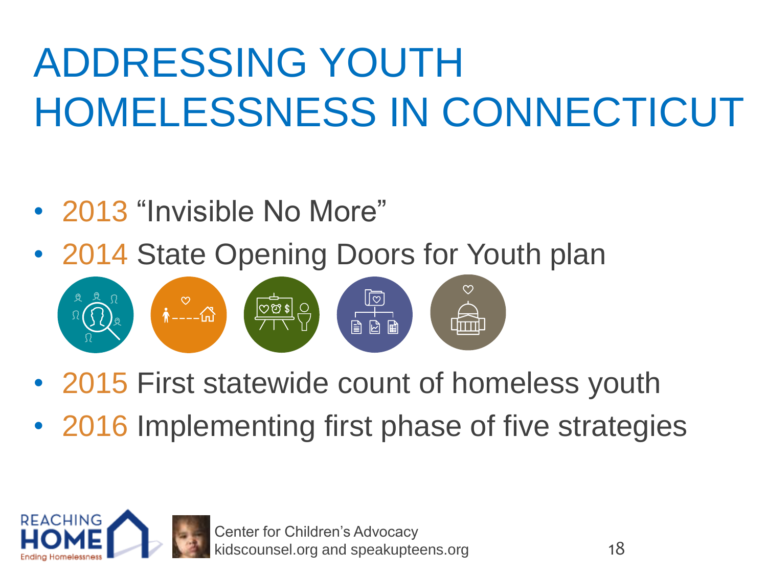# ADDRESSING YOUTH HOMELESSNESS IN CONNECTICUT

- 2013 "Invisible No More"
- 2014 State Opening Doors for Youth plan
- 2015 First statewide count of homeless youth
- 2016 Implementing first phase of five strategies

Center for Children's Advocacy
kidscounsel.org and speakupteens.org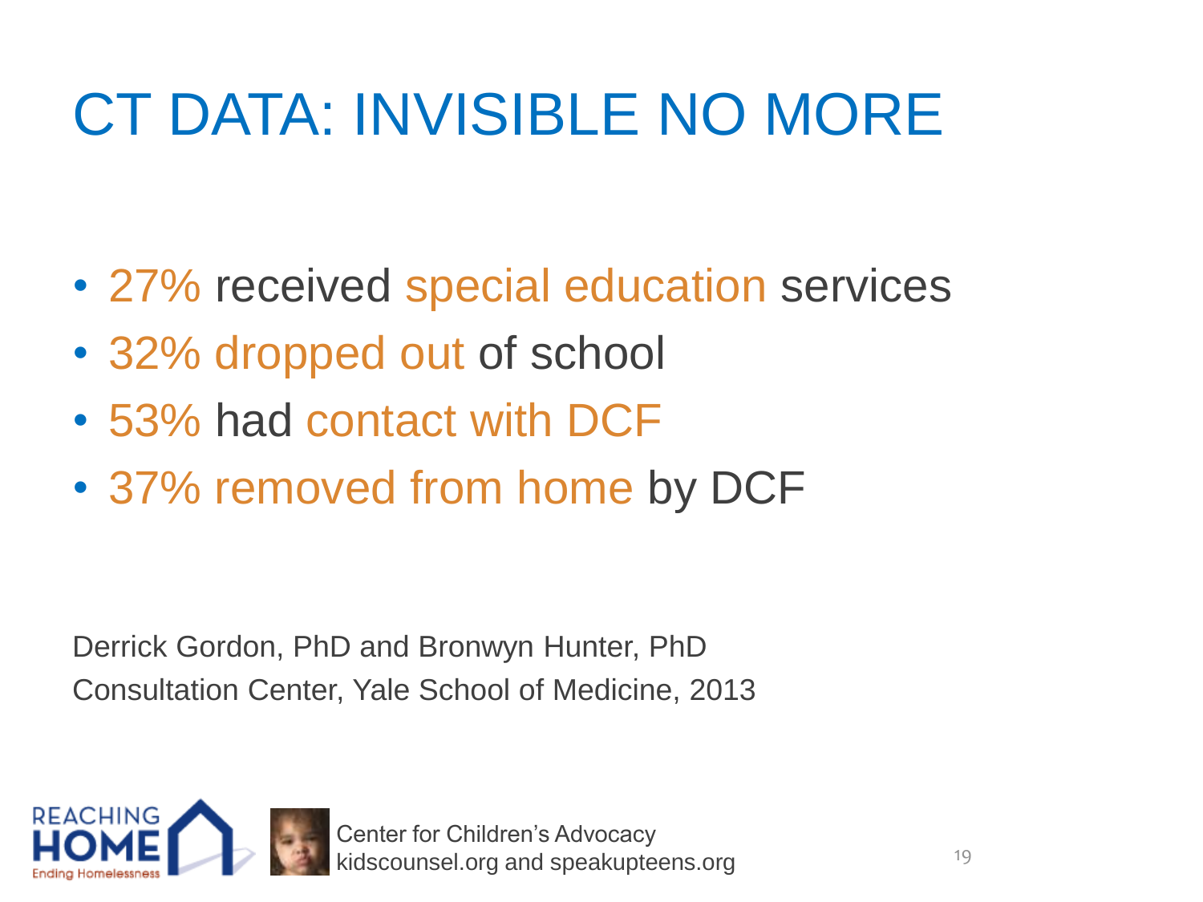# CT DATA: INVISIBLE NO MORE

- 27% received special education services
- 32% dropped out of school
- 53% had contact with DCF
- 37% removed from home by DCF

Derrick Gordon, PhD and Bronwyn Hunter, PhD
Consultation Center, Yale School of Medicine, 2013

Center for Children's Advocacy
kidscounsel.org and speakupteens.org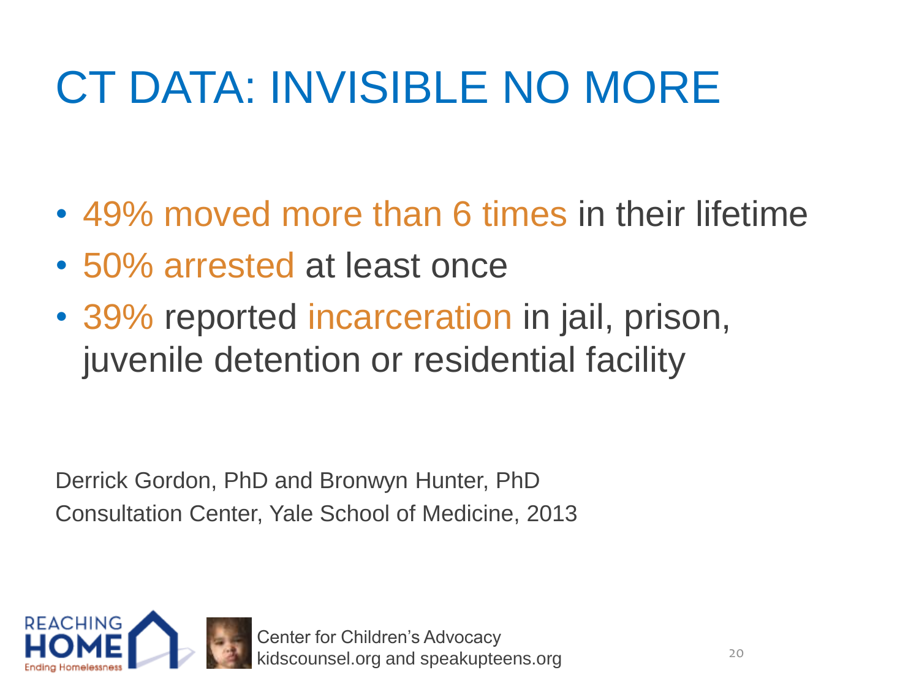# CT DATA: INVISIBLE NO MORE

- 49% moved more than 6 times in their lifetime
- 50% arrested at least once
- 39% reported incarceration in jail, prison, juvenile detention or residential facility

Derrick Gordon, PhD and Bronwyn Hunter, PhD
Consultation Center, Yale School of Medicine, 2013

REACHING HOME Ending Homelessness

Center for Children's Advocacy
kidscounsel.org and speakupteens.org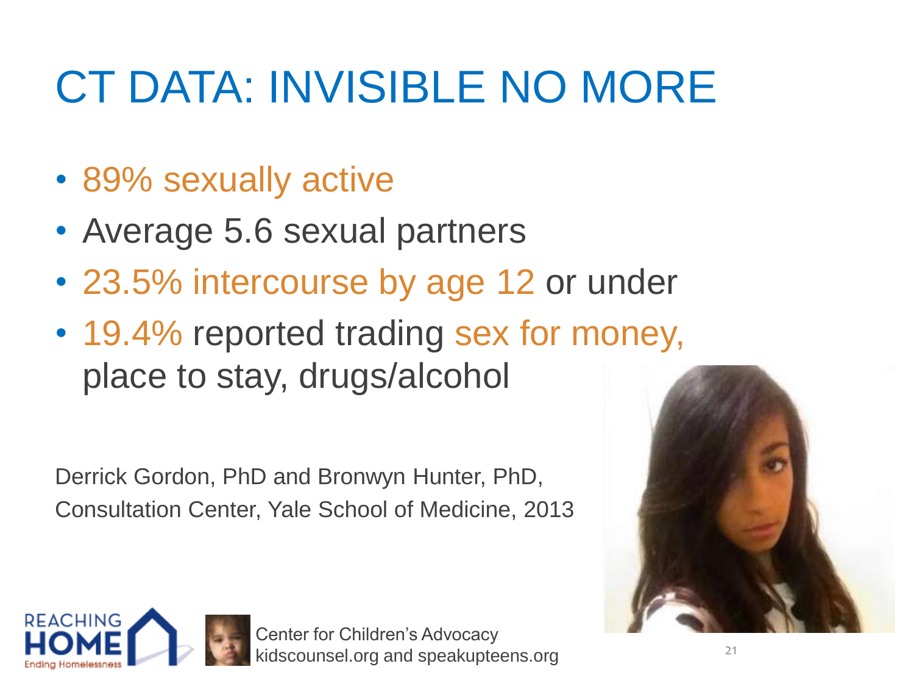# CT DATA: INVISIBLE NO MORE

- 89% sexually active
- Average 5.6 sexual partners
- 23.5% intercourse by age 12 or under
- 19.4% reported trading sex for money, place to stay, drugs/alcohol

Derrick Gordon, PhD and Bronwyn Hunter, PhD,
Consultation Center, Yale School of Medicine, 2013

REACHING HOME Ending Homelessness

Center for Children's Advocacy
kidscounsel.org and speakupteens.org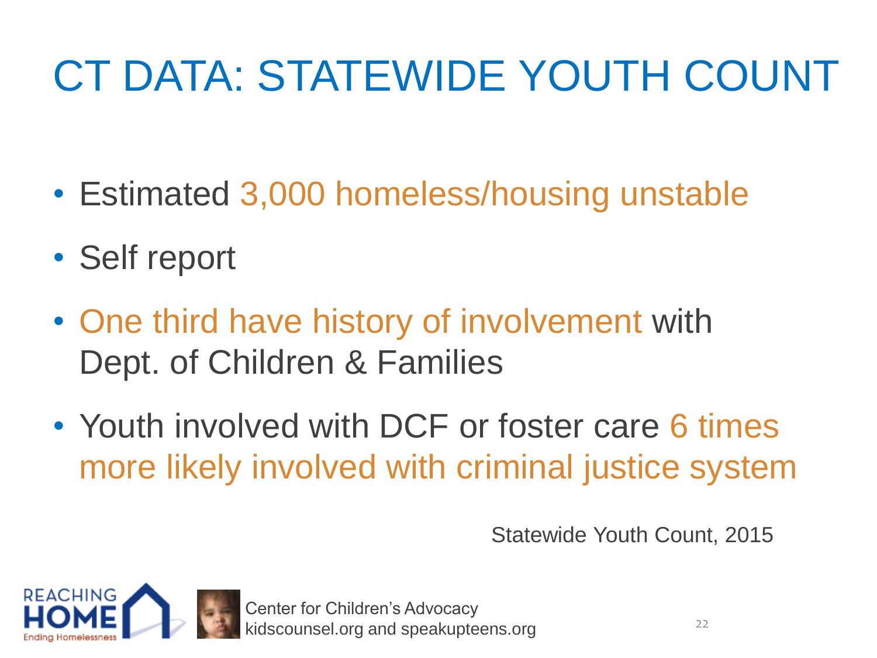# CT DATA: STATEWIDE YOUTH COUNT

- Estimated 3,000 homeless/housing unstable
- Self report
- One third have history of involvement with Dept. of Children & Families
- Youth involved with DCF or foster care 6 times more likely involved with criminal justice system

Statewide Youth Count, 2015

Center for Children's Advocacy
kidscounsel.org and speakupteens.org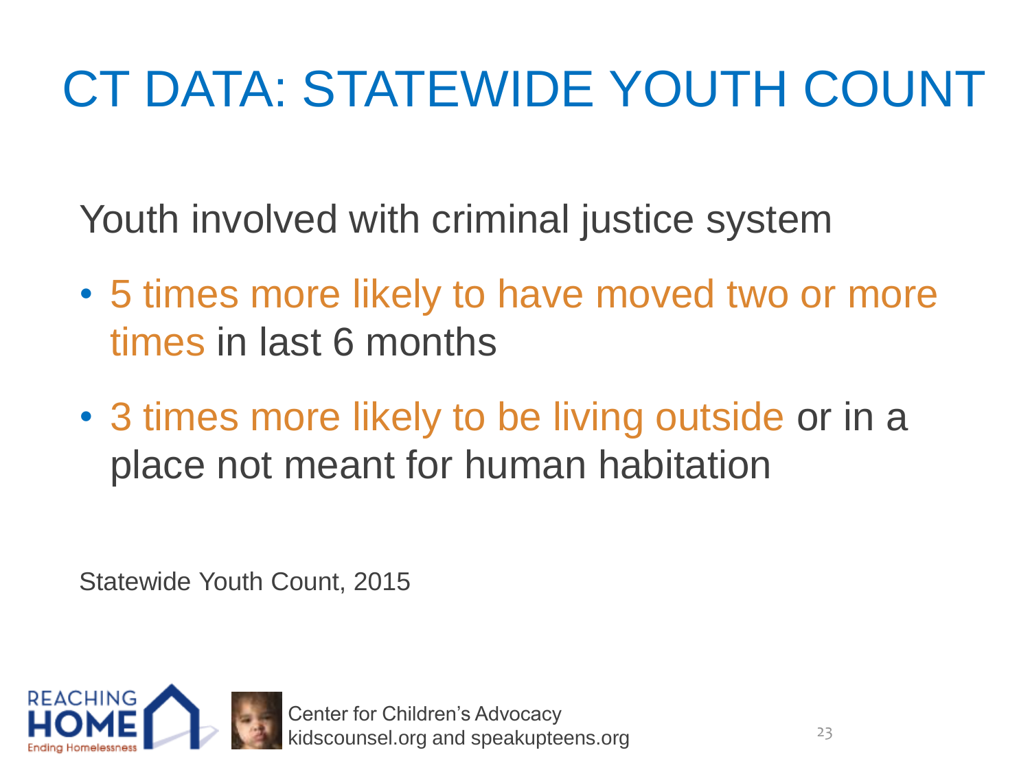# CT DATA: STATEWIDE YOUTH COUNT

Youth involved with criminal justice system

- 5 times more likely to have moved two or more times in last 6 months
- 3 times more likely to be living outside or in a place not meant for human habitation

Statewide Youth Count, 2015

REACHING HOME Ending Homelessness

Center for Children's Advocacy
kidscounsel.org and speakupteens.org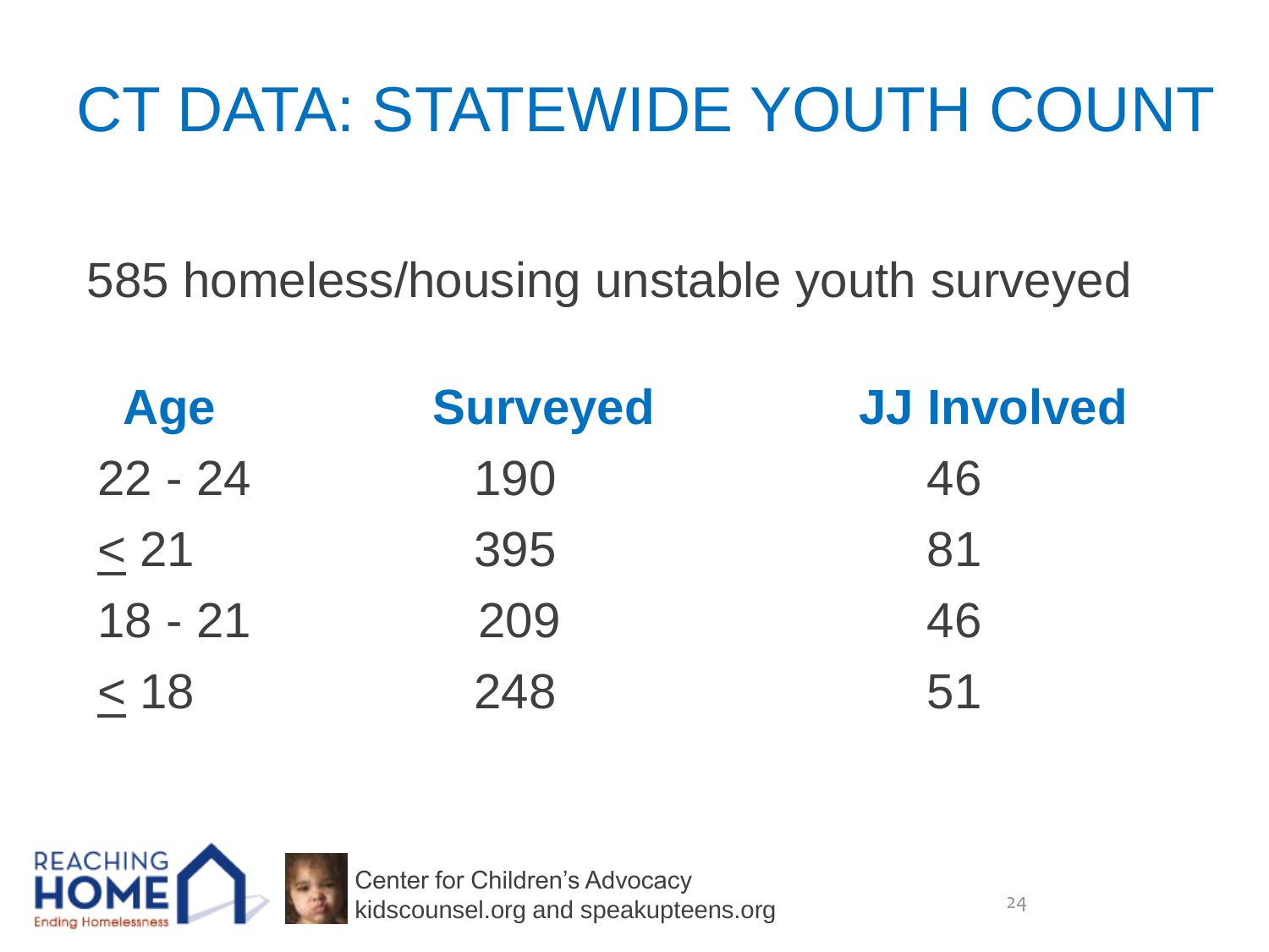# CT DATA: STATEWIDE YOUTH COUNT

585 homeless/housing unstable youth surveyed

| Age | Surveyed | JJ Involved |
|---|---|---|
| 22 - 24 | 190 | 46 |
| ≤ 21 | 395 | 81 |
| 18 - 21 | 209 | 46 |
| ≤ 18 | 248 | 51 |

REACHING HOME Ending Homelessness

Center for Children's Advocacy
kidscounsel.org and speakupteens.org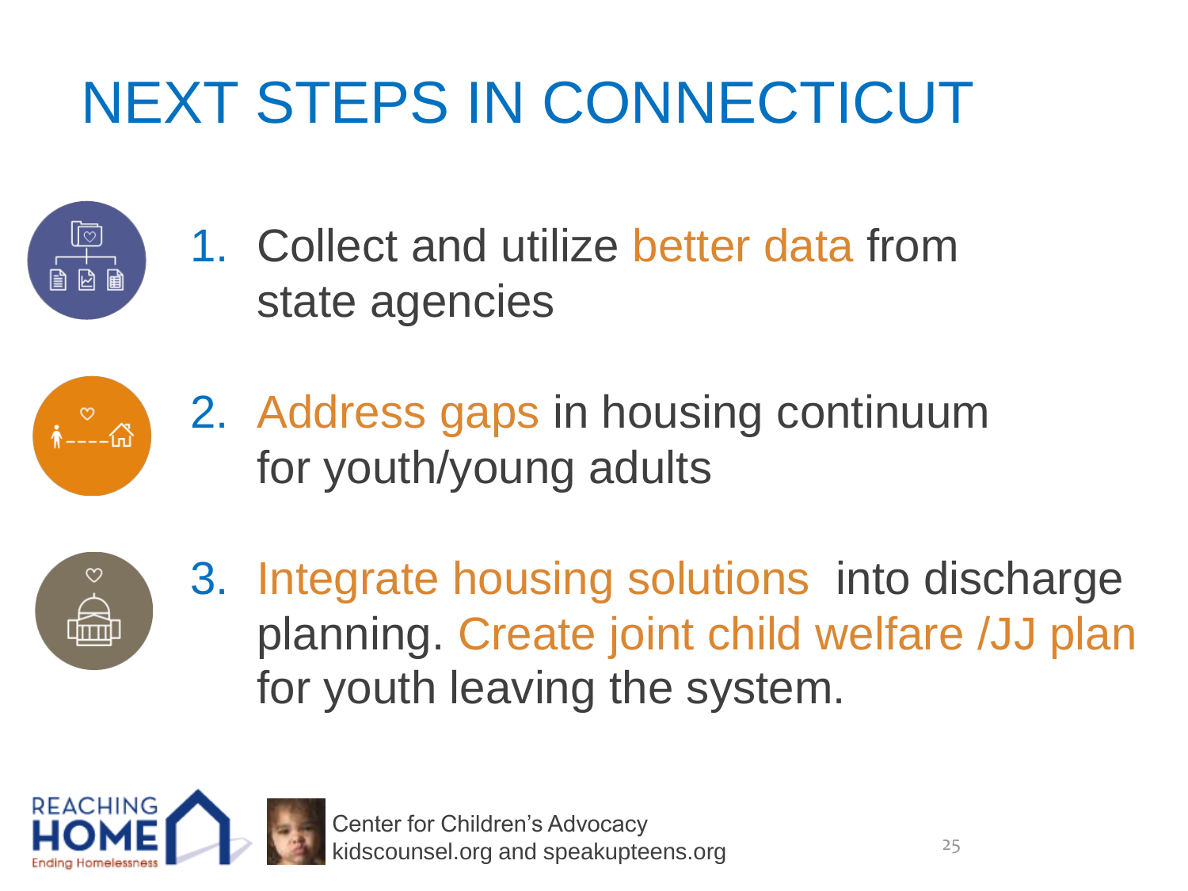# NEXT STEPS IN CONNECTICUT

1. Collect and utilize better data from state agencies
2. Address gaps in housing continuum for youth/young adults
3. Integrate housing solutions into discharge planning. Create joint child welfare /JJ plan for youth leaving the system.

REACHING HOME Ending Homelessness

Center for Children's Advocacy
kidscounsel.org and speakupteens.org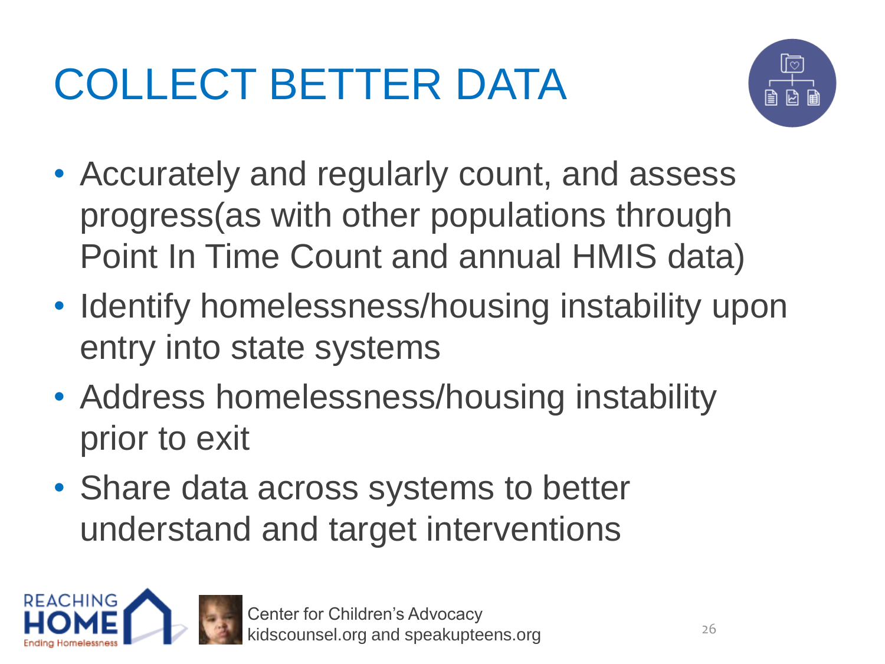# COLLECT BETTER DATA

- Accurately and regularly count, and assess progress(as with other populations through Point In Time Count and annual HMIS data)
- Identify homelessness/housing instability upon entry into state systems
- Address homelessness/housing instability prior to exit
- Share data across systems to better understand and target interventions

Center for Children's Advocacy
kidscounsel.org and speakupteens.org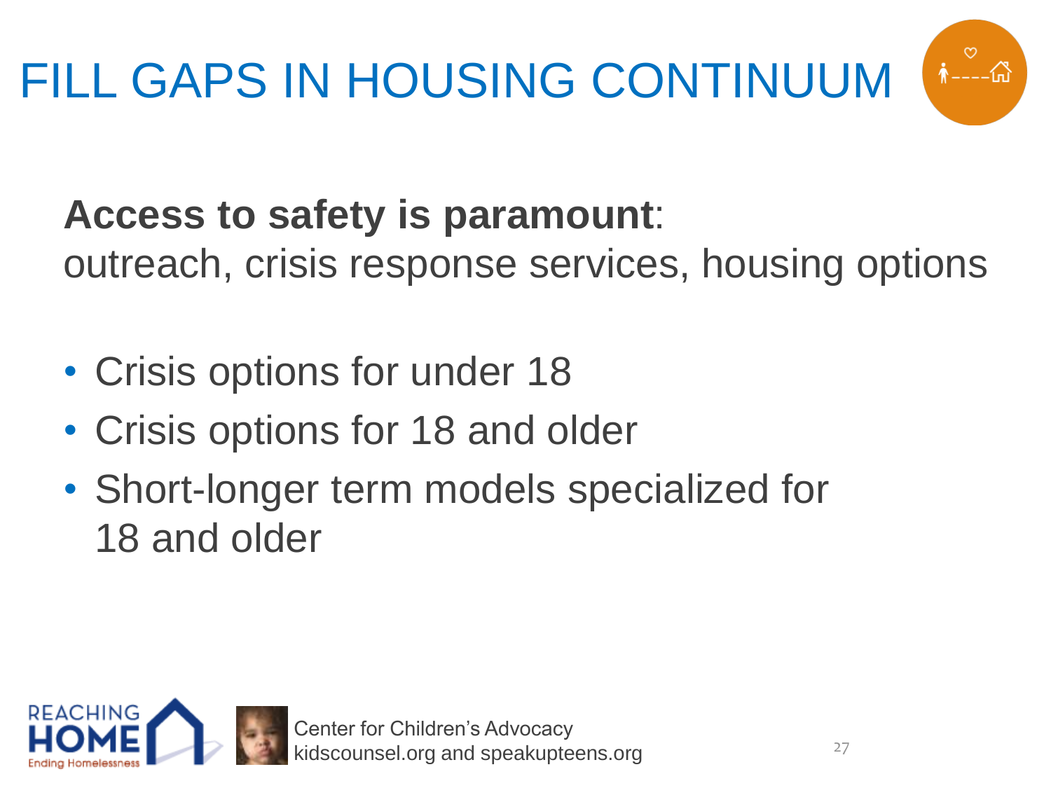# FILL GAPS IN HOUSING CONTINUUM

**Access to safety is paramount**:
outreach, crisis response services, housing options

- Crisis options for under 18
- Crisis options for 18 and older
- Short-longer term models specialized for 18 and older

Center for Children's Advocacy
kidscounsel.org and speakupteens.org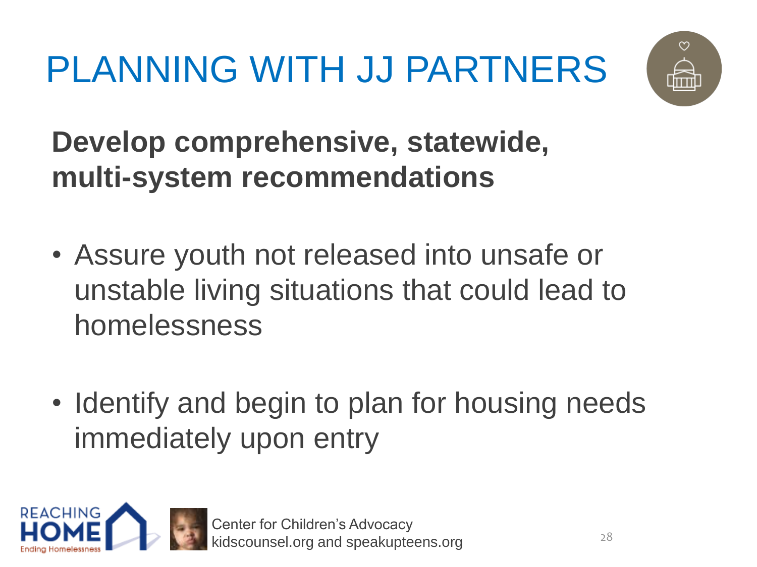# PLANNING WITH JJ PARTNERS

**Develop comprehensive, statewide, multi-system recommendations**

- Assure youth not released into unsafe or unstable living situations that could lead to homelessness
- Identify and begin to plan for housing needs immediately upon entry

Center for Children's Advocacy
kidscounsel.org and speakupteens.org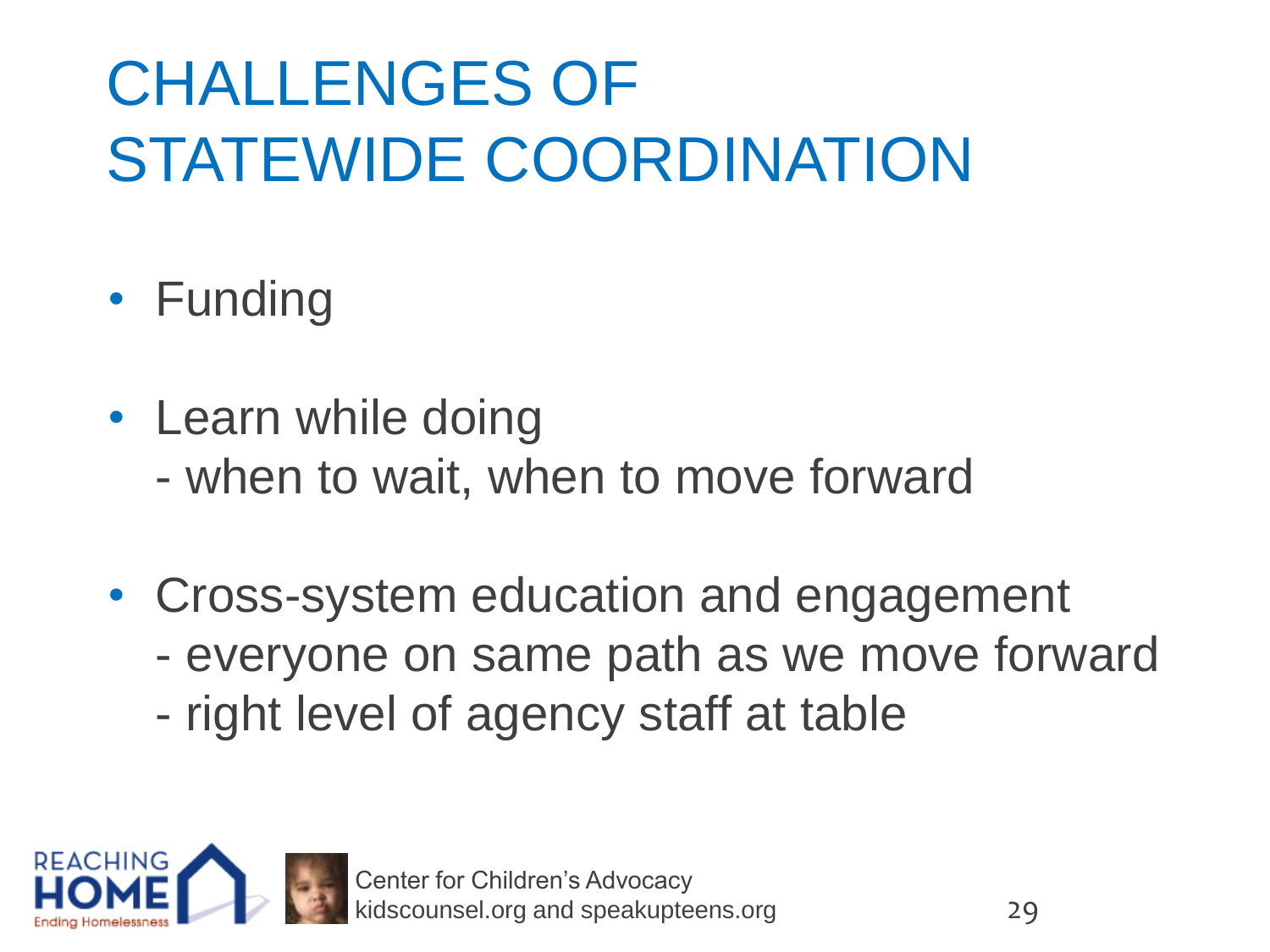# CHALLENGES OF STATEWIDE COORDINATION

- Funding
- Learn while doing
  - when to wait, when to move forward
- Cross-system education and engagement
  - everyone on same path as we move forward
  - right level of agency staff at table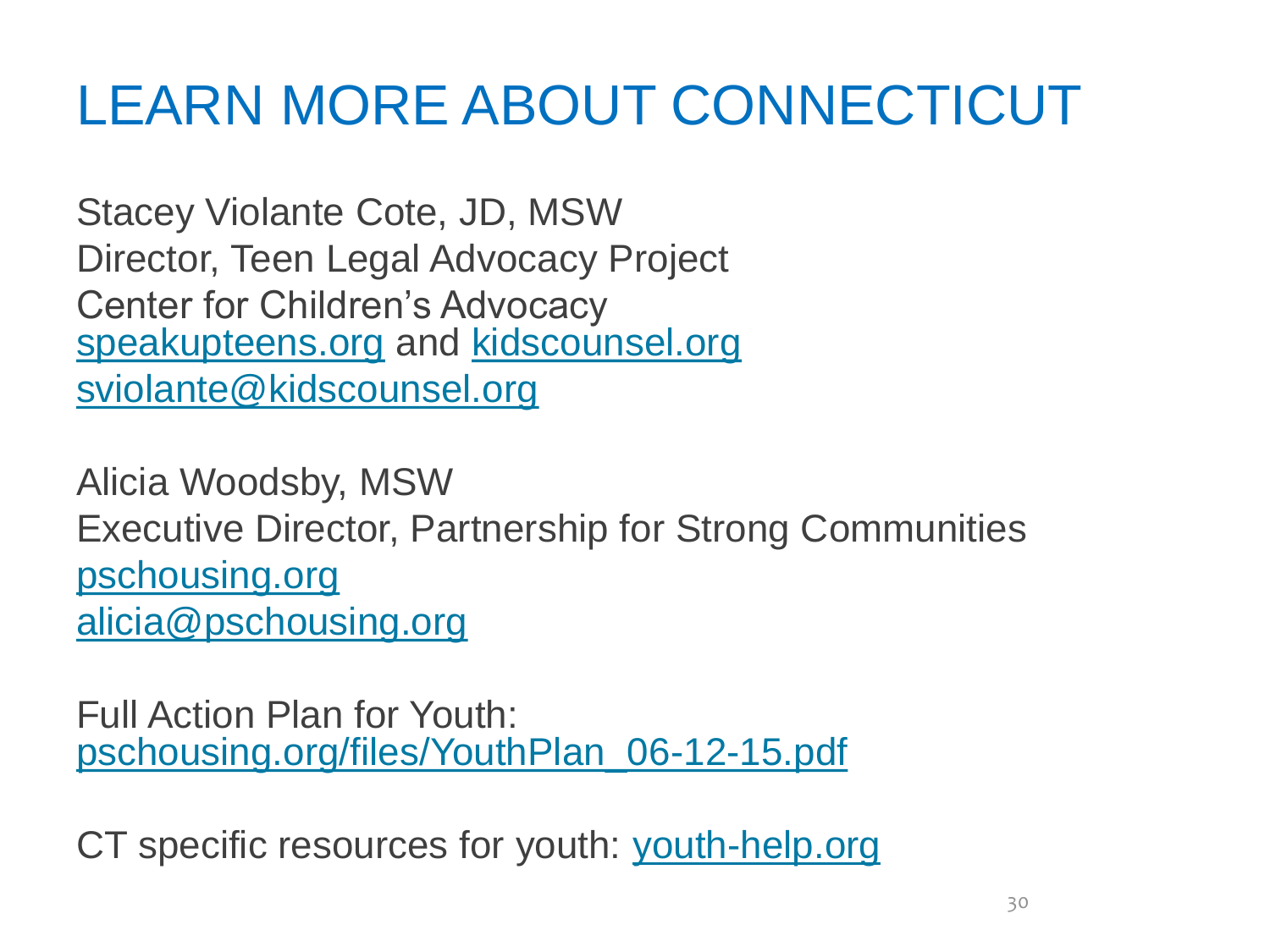# LEARN MORE ABOUT CONNECTICUT

Stacey Violante Cote, JD, MSW
Director, Teen Legal Advocacy Project
Center for Children's Advocacy
speakupteens.org and kidscounsel.org
sviolante@kidscounsel.org

Alicia Woodsby, MSW
Executive Director, Partnership for Strong Communities
pschousing.org
alicia@pschousing.org

Full Action Plan for Youth:
pschousing.org/files/YouthPlan_06-12-15.pdf

CT specific resources for youth: youth-help.org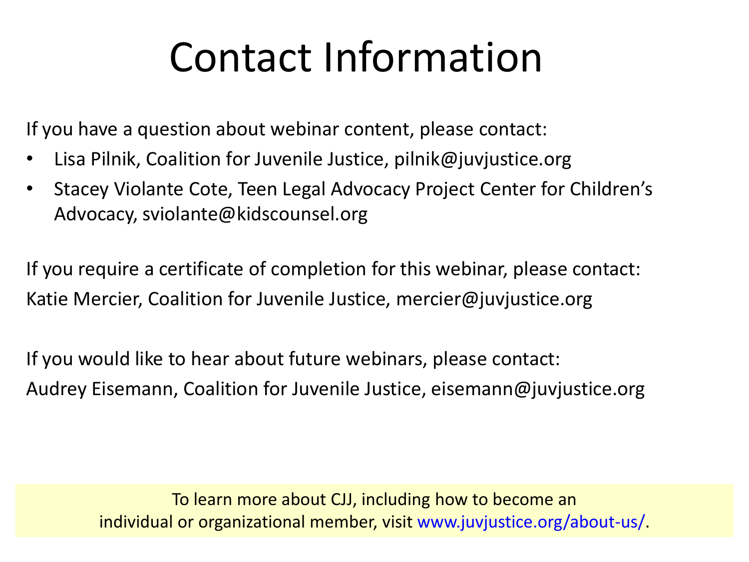# Contact Information

If you have a question about webinar content, please contact:

- Lisa Pilnik, Coalition for Juvenile Justice, pilnik@juvjustice.org
- Stacey Violante Cote, Teen Legal Advocacy Project Center for Children's Advocacy, sviolante@kidscounsel.org

If you require a certificate of completion for this webinar, please contact:

Katie Mercier, Coalition for Juvenile Justice, mercier@juvjustice.org

If you would like to hear about future webinars, please contact:

Audrey Eisemann, Coalition for Juvenile Justice, eisemann@juvjustice.org

To learn more about CJJ, including how to become an individual or organizational member, visit www.juvjustice.org/about-us/.